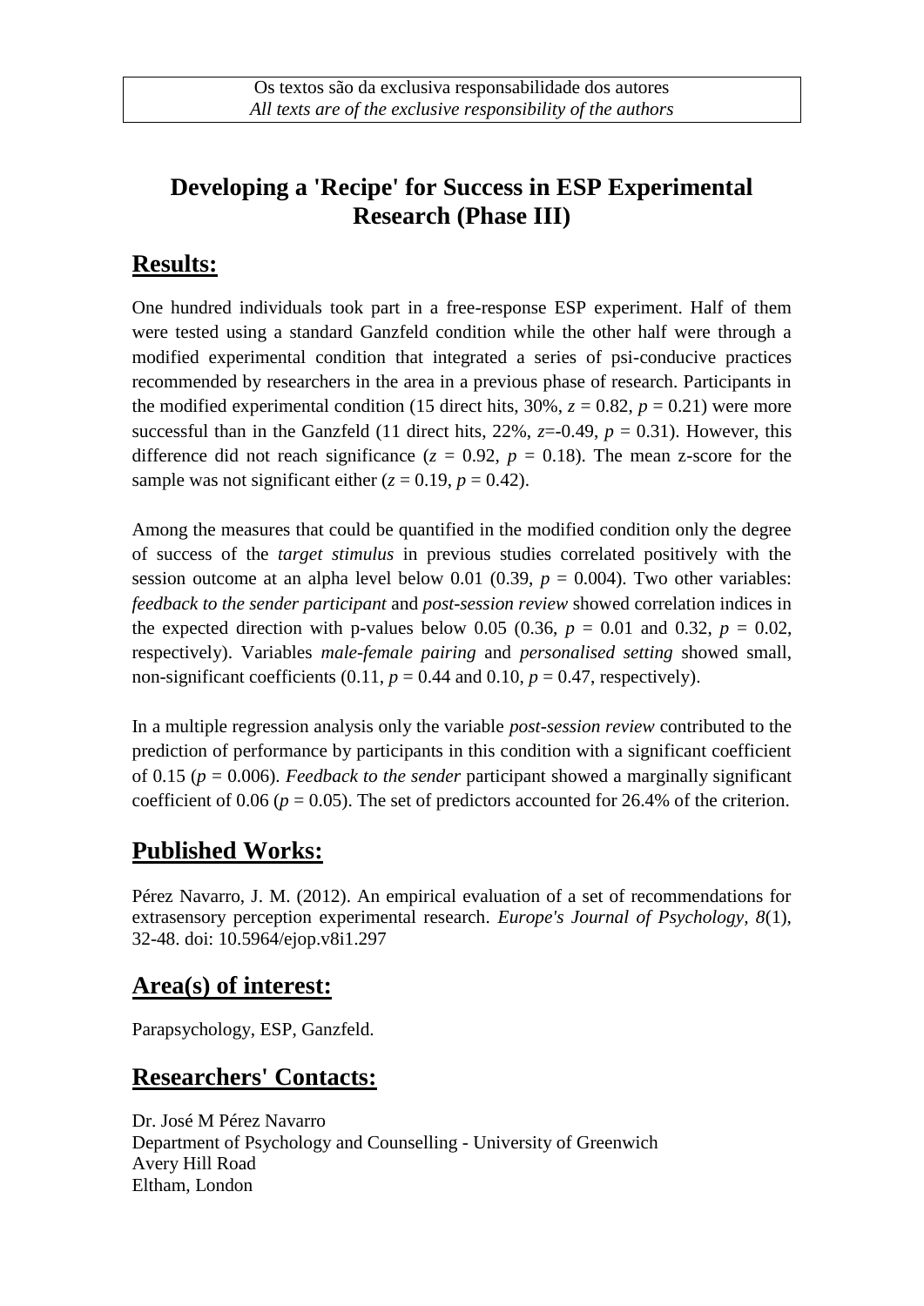Os textos são da exclusiva responsabilidade dos autores
*All texts are of the exclusive responsibility of the authors*

# Developing a 'Recipe' for Success in ESP Experimental Research (Phase III)

## Results:

One hundred individuals took part in a free-response ESP experiment. Half of them were tested using a standard Ganzfeld condition while the other half were through a modified experimental condition that integrated a series of psi-conducive practices recommended by researchers in the area in a previous phase of research. Participants in the modified experimental condition (15 direct hits, 30%, $z = 0.82$, $p = 0.21$) were more successful than in the Ganzfeld (11 direct hits, 22%, $z = -0.49$, $p = 0.31$). However, this difference did not reach significance ($z = 0.92$, $p = 0.18$). The mean z-score for the sample was not significant either ($z = 0.19$, $p = 0.42$).

Among the measures that could be quantified in the modified condition only the degree of success of the *target stimulus* in previous studies correlated positively with the session outcome at an alpha level below 0.01 (0.39, $p = 0.004$). Two other variables: *feedback to the sender participant* and *post-session review* showed correlation indices in the expected direction with p-values below 0.05 (0.36, $p = 0.01$ and 0.32, $p = 0.02$, respectively). Variables *male-female pairing* and *personalised setting* showed small, non-significant coefficients (0.11, $p = 0.44$ and 0.10, $p = 0.47$, respectively).

In a multiple regression analysis only the variable *post-session review* contributed to the prediction of performance by participants in this condition with a significant coefficient of 0.15 ($p = 0.006$). *Feedback to the sender* participant showed a marginally significant coefficient of 0.06 ($p = 0.05$). The set of predictors accounted for 26.4% of the criterion.

## Published Works:

Pérez Navarro, J. M. (2012). An empirical evaluation of a set of recommendations for extrasensory perception experimental research. *Europe's Journal of Psychology, 8*(1), 32-48. doi: 10.5964/ejop.v8i1.297

## Area(s) of interest:

Parapsychology, ESP, Ganzfeld.

## Researchers' Contacts:

Dr. José M Pérez Navarro
Department of Psychology and Counselling - University of Greenwich
Avery Hill Road
Eltham, London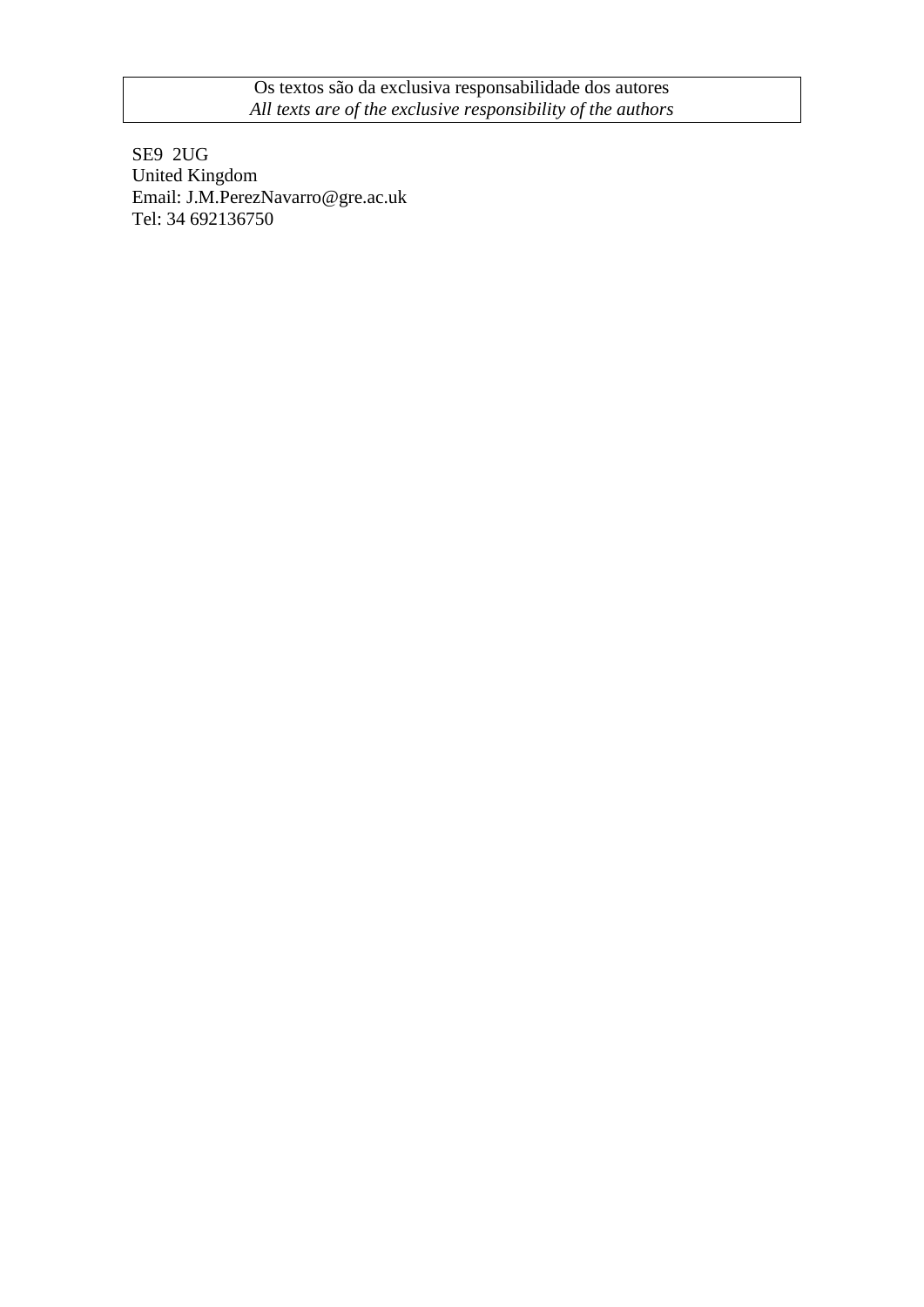Os textos são da exclusiva responsabilidade dos autores
*All texts are of the exclusive responsibility of the authors*

SE9 2UG
United Kingdom
Email: J.M.PerezNavarro@gre.ac.uk
Tel: 34 692136750